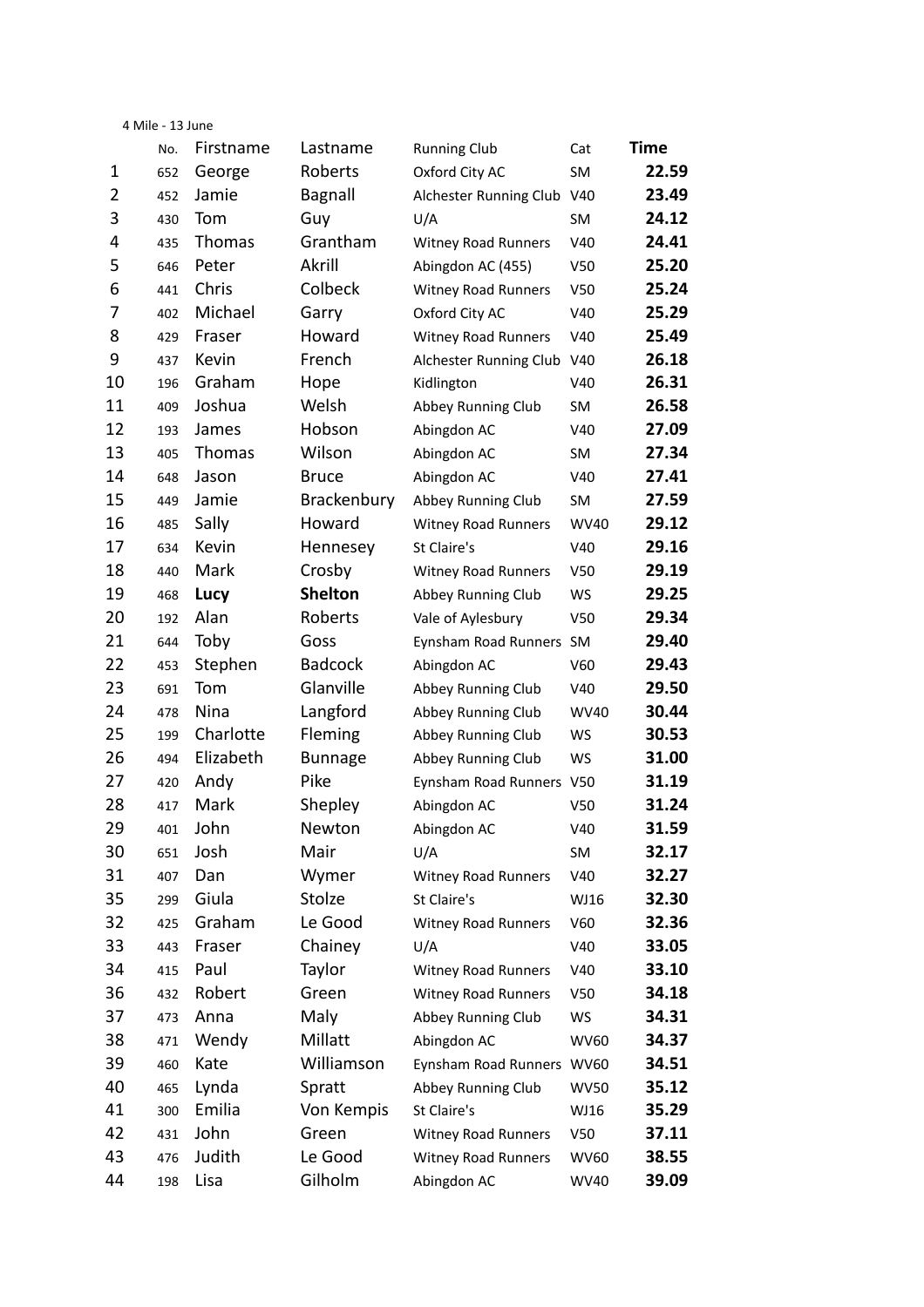4 Mile - 13 June

| | No. | Firstname | Lastname | Running Club | Cat | Time |
|---|---|---|---|---|---|---|
| 1 | 652 | George | Roberts | Oxford City AC | SM | **22.59** |
| 2 | 452 | Jamie | Bagnall | Alchester Running Club | V40 | **23.49** |
| 3 | 430 | Tom | Guy | U/A | SM | **24.12** |
| 4 | 435 | Thomas | Grantham | Witney Road Runners | V40 | **24.41** |
| 5 | 646 | Peter | Akrill | Abingdon AC (455) | V50 | **25.20** |
| 6 | 441 | Chris | Colbeck | Witney Road Runners | V50 | **25.24** |
| 7 | 402 | Michael | Garry | Oxford City AC | V40 | **25.29** |
| 8 | 429 | Fraser | Howard | Witney Road Runners | V40 | **25.49** |
| 9 | 437 | Kevin | French | Alchester Running Club | V40 | **26.18** |
| 10 | 196 | Graham | Hope | Kidlington | V40 | **26.31** |
| 11 | 409 | Joshua | Welsh | Abbey Running Club | SM | **26.58** |
| 12 | 193 | James | Hobson | Abingdon AC | V40 | **27.09** |
| 13 | 405 | Thomas | Wilson | Abingdon AC | SM | **27.34** |
| 14 | 648 | Jason | Bruce | Abingdon AC | V40 | **27.41** |
| 15 | 449 | Jamie | Brackenbury | Abbey Running Club | SM | **27.59** |
| 16 | 485 | Sally | Howard | Witney Road Runners | WV40 | **29.12** |
| 17 | 634 | Kevin | Hennesey | St Claire's | V40 | **29.16** |
| 18 | 440 | Mark | Crosby | Witney Road Runners | V50 | **29.19** |
| 19 | 468 | **Lucy** | **Shelton** | Abbey Running Club | WS | **29.25** |
| 20 | 192 | Alan | Roberts | Vale of Aylesbury | V50 | **29.34** |
| 21 | 644 | Toby | Goss | Eynsham Road Runners | SM | **29.40** |
| 22 | 453 | Stephen | Badcock | Abingdon AC | V60 | **29.43** |
| 23 | 691 | Tom | Glanville | Abbey Running Club | V40 | **29.50** |
| 24 | 478 | Nina | Langford | Abbey Running Club | WV40 | **30.44** |
| 25 | 199 | Charlotte | Fleming | Abbey Running Club | WS | **30.53** |
| 26 | 494 | Elizabeth | Bunnage | Abbey Running Club | WS | **31.00** |
| 27 | 420 | Andy | Pike | Eynsham Road Runners | V50 | **31.19** |
| 28 | 417 | Mark | Shepley | Abingdon AC | V50 | **31.24** |
| 29 | 401 | John | Newton | Abingdon AC | V40 | **31.59** |
| 30 | 651 | Josh | Mair | U/A | SM | **32.17** |
| 31 | 407 | Dan | Wymer | Witney Road Runners | V40 | **32.27** |
| 35 | 299 | Giula | Stolze | St Claire's | WJ16 | **32.30** |
| 32 | 425 | Graham | Le Good | Witney Road Runners | V60 | **32.36** |
| 33 | 443 | Fraser | Chainey | U/A | V40 | **33.05** |
| 34 | 415 | Paul | Taylor | Witney Road Runners | V40 | **33.10** |
| 36 | 432 | Robert | Green | Witney Road Runners | V50 | **34.18** |
| 37 | 473 | Anna | Maly | Abbey Running Club | WS | **34.31** |
| 38 | 471 | Wendy | Millatt | Abingdon AC | WV60 | **34.37** |
| 39 | 460 | Kate | Williamson | Eynsham Road Runners | WV60 | **34.51** |
| 40 | 465 | Lynda | Spratt | Abbey Running Club | WV50 | **35.12** |
| 41 | 300 | Emilia | Von Kempis | St Claire's | WJ16 | **35.29** |
| 42 | 431 | John | Green | Witney Road Runners | V50 | **37.11** |
| 43 | 476 | Judith | Le Good | Witney Road Runners | WV60 | **38.55** |
| 44 | 198 | Lisa | Gilholm | Abingdon AC | WV40 | **39.09** |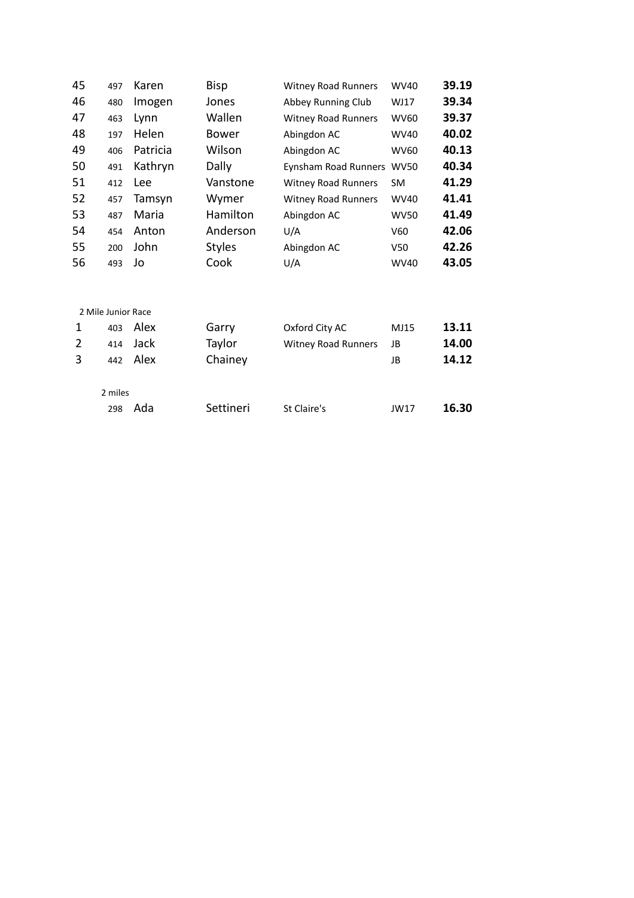| | | | | | | |
|---|---|---|---|---|---|---|
| 45 | 497 | Karen | Bisp | Witney Road Runners | WV40 | **39.19** |
| 46 | 480 | Imogen | Jones | Abbey Running Club | WJ17 | **39.34** |
| 47 | 463 | Lynn | Wallen | Witney Road Runners | WV60 | **39.37** |
| 48 | 197 | Helen | Bower | Abingdon AC | WV40 | **40.02** |
| 49 | 406 | Patricia | Wilson | Abingdon AC | WV60 | **40.13** |
| 50 | 491 | Kathryn | Dally | Eynsham Road Runners | WV50 | **40.34** |
| 51 | 412 | Lee | Vanstone | Witney Road Runners | SM | **41.29** |
| 52 | 457 | Tamsyn | Wymer | Witney Road Runners | WV40 | **41.41** |
| 53 | 487 | Maria | Hamilton | Abingdon AC | WV50 | **41.49** |
| 54 | 454 | Anton | Anderson | U/A | V60 | **42.06** |
| 55 | 200 | John | Styles | Abingdon AC | V50 | **42.26** |
| 56 | 493 | Jo | Cook | U/A | WV40 | **43.05** |

2 Mile Junior Race

| | | | | | | |
|---|---|---|---|---|---|---|
| 1 | 403 | Alex | Garry | Oxford City AC | MJ15 | **13.11** |
| 2 | 414 | Jack | Taylor | Witney Road Runners | JB | **14.00** |
| 3 | 442 | Alex | Chainey | | JB | **14.12** |

2 miles

| | | | | | |
|---|---|---|---|---|---|
| 298 | Ada | Settineri | St Claire's | JW17 | **16.30** |